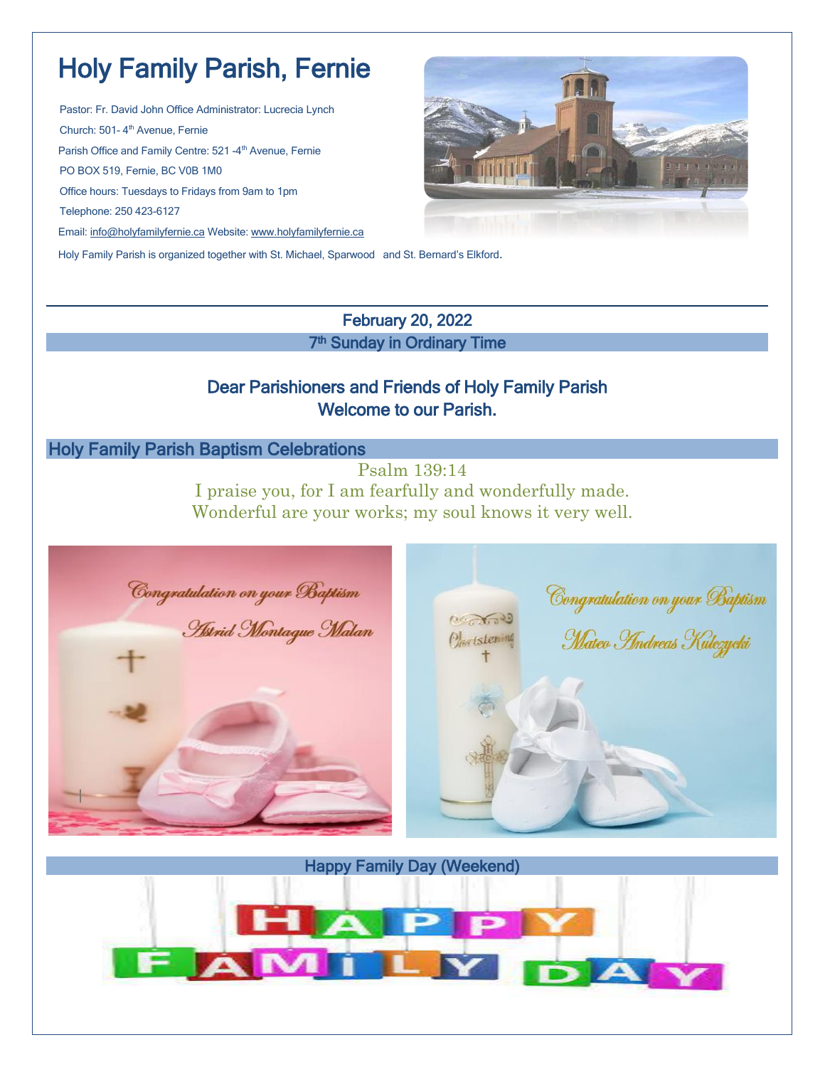# Holy Family Parish, Fernie

Pastor: Fr. David John Office Administrator: Lucrecia Lynch

Church: 501- 4th Avenue, Fernie

Parish Office and Family Centre: 521 -4th Avenue, Fernie

PO BOX 519, Fernie, BC V0B 1M0

Office hours: Tuesdays to Fridays from 9am to 1pm

Telephone: 250 423-6127

Email: info@holyfamilyfernie.ca Website: www.holyfamilyfernie.ca

Holy Family Parish is organized together with St. Michael, Sparwood and St. Bernard's Elkford.

February 20, 2022

## 7th Sunday in Ordinary Time

Dear Parishioners and Friends of Holy Family Parish
Welcome to our Parish.

## Holy Family Parish Baptism Celebrations

Psalm 139:14
I praise you, for I am fearfully and wonderfully made.
Wonderful are your works; my soul knows it very well.

Congratulation on your Baptism
Astrid Montague Malan

Congratulation on your Baptism
Mateo Andreas Kulczycki

## Happy Family Day (Weekend)

HAPPY FAMILY DAY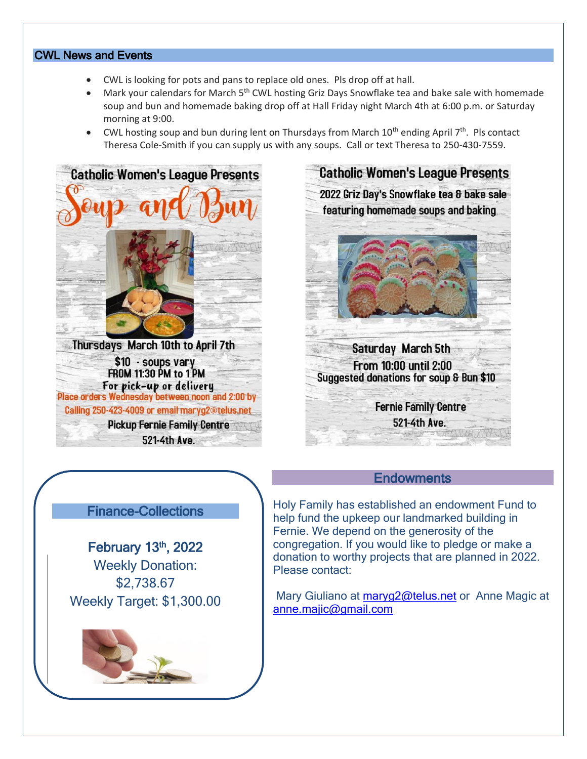## CWL News and Events

- CWL is looking for pots and pans to replace old ones. Pls drop off at hall.
- Mark your calendars for March 5th CWL hosting Griz Days Snowflake tea and bake sale with homemade soup and bun and homemade baking drop off at Hall Friday night March 4th at 6:00 p.m. or Saturday morning at 9:00.
- CWL hosting soup and bun during lent on Thursdays from March 10th ending April 7th. Pls contact Theresa Cole-Smith if you can supply us with any soups. Call or text Theresa to 250-430-7559.

**Catholic Women's League Presents**

**Soup and Bun**

Thursdays March 10th to April 7th

$10 - soups vary

FROM 11:30 PM to 1 PM

For pick-up or delivery

Place orders Wednesday between noon and 2:00 by Calling 250-423-4009 or email maryg2@telus.net

Pickup Fernie Family Centre

521-4th Ave.

**Catholic Women's League Presents**

2022 Griz Day's Snowflake tea & bake sale featuring homemade soups and baking

Saturday March 5th

From 10:00 until 2:00

Suggested donations for soup & Bun $10

Fernie Family Centre

521-4th Ave.

## Finance-Collections

February 13th, 2022

Weekly Donation: $2,738.67

Weekly Target: $1,300.00

## Endowments

Holy Family has established an endowment Fund to help fund the upkeep our landmarked building in Fernie. We depend on the generosity of the congregation. If you would like to pledge or make a donation to worthy projects that are planned in 2022. Please contact:

Mary Giuliano at maryg2@telus.net or Anne Magic at anne.majic@gmail.com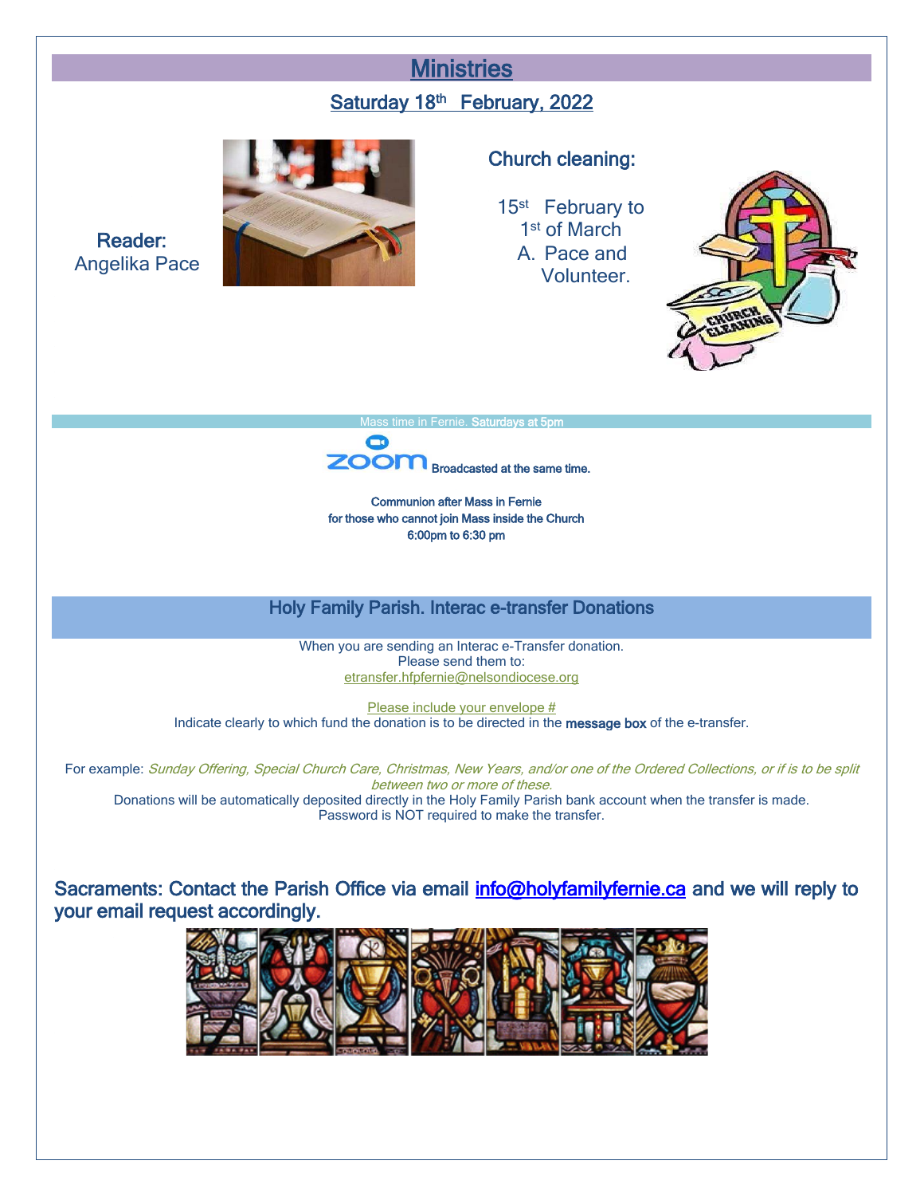# Ministries

## Saturday 18th February, 2022

**Reader:**
Angelika Pace

**Church cleaning:**

15st February to
1st of March
A. Pace and
Volunteer.

Mass time in Fernie. **Saturdays at 5pm**

**zoom Broadcasted at the same time.**

**Communion after Mass in Fernie**
**for those who cannot join Mass inside the Church**
**6:00pm to 6:30 pm**

## Holy Family Parish. Interac e-transfer Donations

When you are sending an Interac e-Transfer donation.
Please send them to:
etransfer.hfpfernie@nelsondiocese.org

Please include your envelope #
Indicate clearly to which fund the donation is to be directed in the **message box** of the e-transfer.

For example: *Sunday Offering, Special Church Care, Christmas, New Years, and/or one of the Ordered Collections, or if is to be split between two or more of these.*
Donations will be automatically deposited directly in the Holy Family Parish bank account when the transfer is made.
Password is NOT required to make the transfer.

## Sacraments: Contact the Parish Office via email info@holyfamilyfernie.ca and we will reply to your email request accordingly.